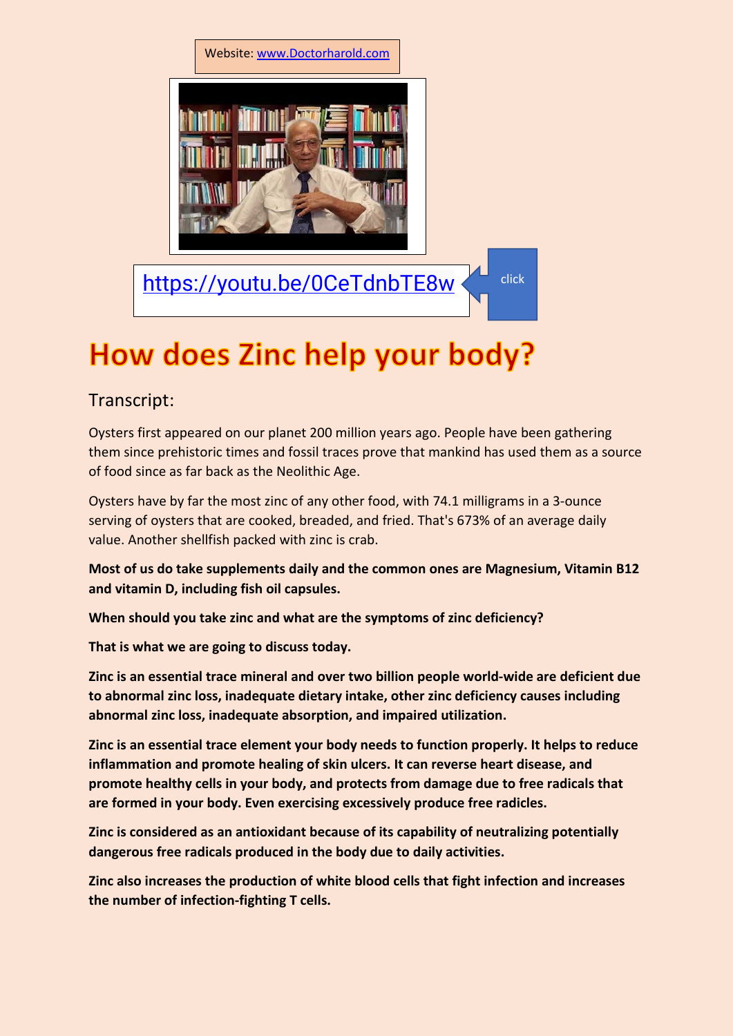Website: www.Doctorharold.com

https://youtu.be/0CeTdnbTE8w

click

# How does Zinc help your body?

## Transcript:

Oysters first appeared on our planet 200 million years ago. People have been gathering them since prehistoric times and fossil traces prove that mankind has used them as a source of food since as far back as the Neolithic Age.

Oysters have by far the most zinc of any other food, with 74.1 milligrams in a 3-ounce serving of oysters that are cooked, breaded, and fried. That's 673% of an average daily value. Another shellfish packed with zinc is crab.

**Most of us do take supplements daily and the common ones are Magnesium, Vitamin B12 and vitamin D, including fish oil capsules.**

**When should you take zinc and what are the symptoms of zinc deficiency?**

**That is what we are going to discuss today.**

**Zinc is an essential trace mineral and over two billion people world-wide are deficient due to abnormal zinc loss, inadequate dietary intake, other zinc deficiency causes including abnormal zinc loss, inadequate absorption, and impaired utilization.**

**Zinc is an essential trace element your body needs to function properly. It helps to reduce inflammation and promote healing of skin ulcers. It can reverse heart disease, and promote healthy cells in your body, and protects from damage due to free radicals that are formed in your body. Even exercising excessively produce free radicles.**

**Zinc is considered as an antioxidant because of its capability of neutralizing potentially dangerous free radicals produced in the body due to daily activities.**

**Zinc also increases the production of white blood cells that fight infection and increases the number of infection-fighting T cells.**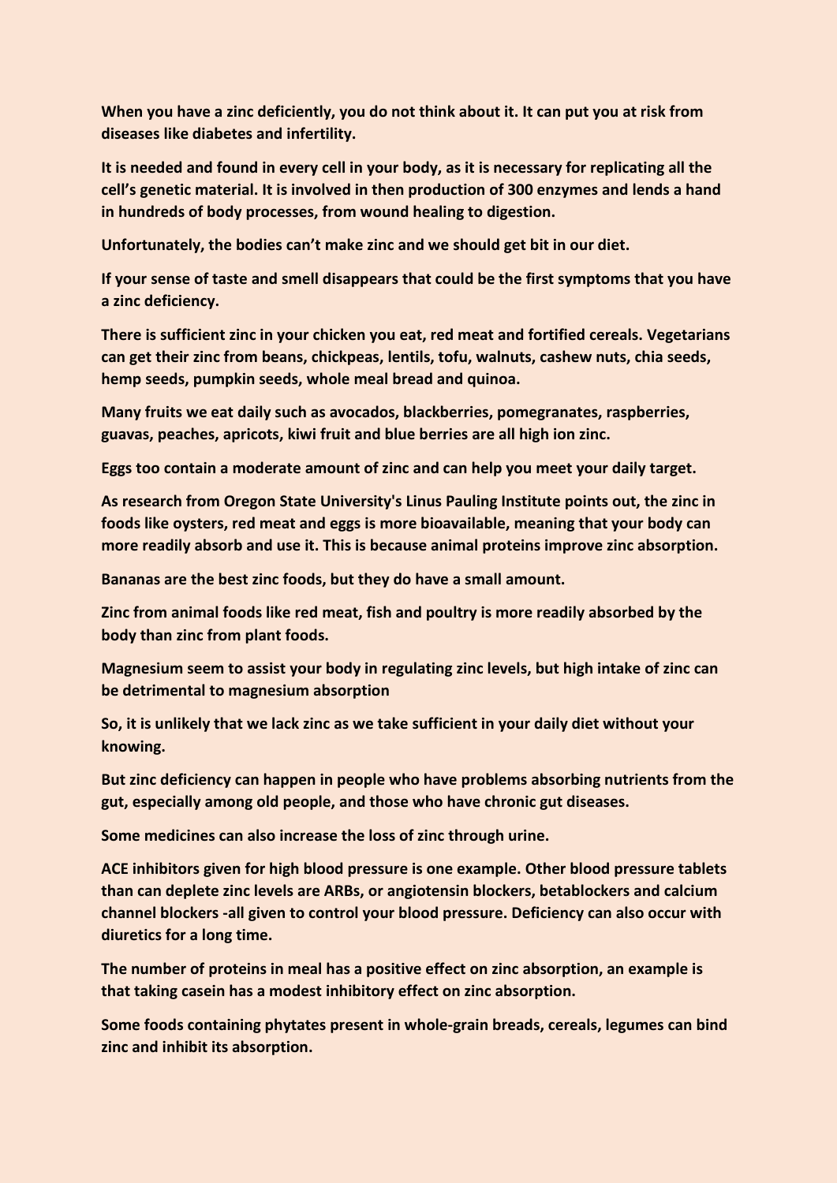**When you have a zinc deficiently, you do not think about it. It can put you at risk from diseases like diabetes and infertility.**

**It is needed and found in every cell in your body, as it is necessary for replicating all the cell's genetic material. It is involved in then production of 300 enzymes and lends a hand in hundreds of body processes, from wound healing to digestion.**

**Unfortunately, the bodies can't make zinc and we should get bit in our diet.**

**If your sense of taste and smell disappears that could be the first symptoms that you have a zinc deficiency.**

**There is sufficient zinc in your chicken you eat, red meat and fortified cereals. Vegetarians can get their zinc from beans, chickpeas, lentils, tofu, walnuts, cashew nuts, chia seeds, hemp seeds, pumpkin seeds, whole meal bread and quinoa.**

**Many fruits we eat daily such as avocados, blackberries, pomegranates, raspberries, guavas, peaches, apricots, kiwi fruit and blue berries are all high ion zinc.**

**Eggs too contain a moderate amount of zinc and can help you meet your daily target.**

**As research from Oregon State University's Linus Pauling Institute points out, the zinc in foods like oysters, red meat and eggs is more bioavailable, meaning that your body can more readily absorb and use it. This is because animal proteins improve zinc absorption.**

**Bananas are the best zinc foods, but they do have a small amount.**

**Zinc from animal foods like red meat, fish and poultry is more readily absorbed by the body than zinc from plant foods.**

**Magnesium seem to assist your body in regulating zinc levels, but high intake of zinc can be detrimental to magnesium absorption**

**So, it is unlikely that we lack zinc as we take sufficient in your daily diet without your knowing.**

**But zinc deficiency can happen in people who have problems absorbing nutrients from the gut, especially among old people, and those who have chronic gut diseases.**

**Some medicines can also increase the loss of zinc through urine.**

**ACE inhibitors given for high blood pressure is one example. Other blood pressure tablets than can deplete zinc levels are ARBs, or angiotensin blockers, betablockers and calcium channel blockers -all given to control your blood pressure. Deficiency can also occur with diuretics for a long time.**

**The number of proteins in meal has a positive effect on zinc absorption, an example is that taking casein has a modest inhibitory effect on zinc absorption.**

**Some foods containing phytates present in whole-grain breads, cereals, legumes can bind zinc and inhibit its absorption.**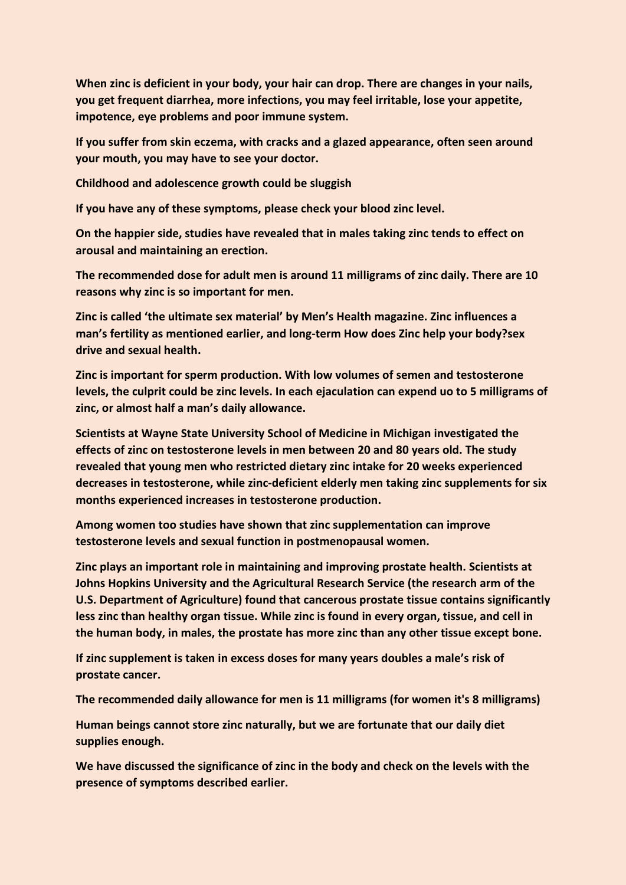**When zinc is deficient in your body, your hair can drop. There are changes in your nails, you get frequent diarrhea, more infections, you may feel irritable, lose your appetite, impotence, eye problems and poor immune system.**

**If you suffer from skin eczema, with cracks and a glazed appearance, often seen around your mouth, you may have to see your doctor.**

**Childhood and adolescence growth could be sluggish**

**If you have any of these symptoms, please check your blood zinc level.**

**On the happier side, studies have revealed that in males taking zinc tends to effect on arousal and maintaining an erection.**

**The recommended dose for adult men is around 11 milligrams of zinc daily. There are 10 reasons why zinc is so important for men.**

**Zinc is called 'the ultimate sex material' by Men's Health magazine. Zinc influences a man's fertility as mentioned earlier, and long-term How does Zinc help your body?sex drive and sexual health.**

**Zinc is important for sperm production. With low volumes of semen and testosterone levels, the culprit could be zinc levels. In each ejaculation can expend uo to 5 milligrams of zinc, or almost half a man's daily allowance.**

**Scientists at Wayne State University School of Medicine in Michigan investigated the effects of zinc on testosterone levels in men between 20 and 80 years old. The study revealed that young men who restricted dietary zinc intake for 20 weeks experienced decreases in testosterone, while zinc-deficient elderly men taking zinc supplements for six months experienced increases in testosterone production.**

**Among women too studies have shown that zinc supplementation can improve testosterone levels and sexual function in postmenopausal women.**

**Zinc plays an important role in maintaining and improving prostate health. Scientists at Johns Hopkins University and the Agricultural Research Service (the research arm of the U.S. Department of Agriculture) found that cancerous prostate tissue contains significantly less zinc than healthy organ tissue. While zinc is found in every organ, tissue, and cell in the human body, in males, the prostate has more zinc than any other tissue except bone.**

**If zinc supplement is taken in excess doses for many years doubles a male's risk of prostate cancer.**

**The recommended daily allowance for men is 11 milligrams (for women it's 8 milligrams)**

**Human beings cannot store zinc naturally, but we are fortunate that our daily diet supplies enough.**

**We have discussed the significance of zinc in the body and check on the levels with the presence of symptoms described earlier.**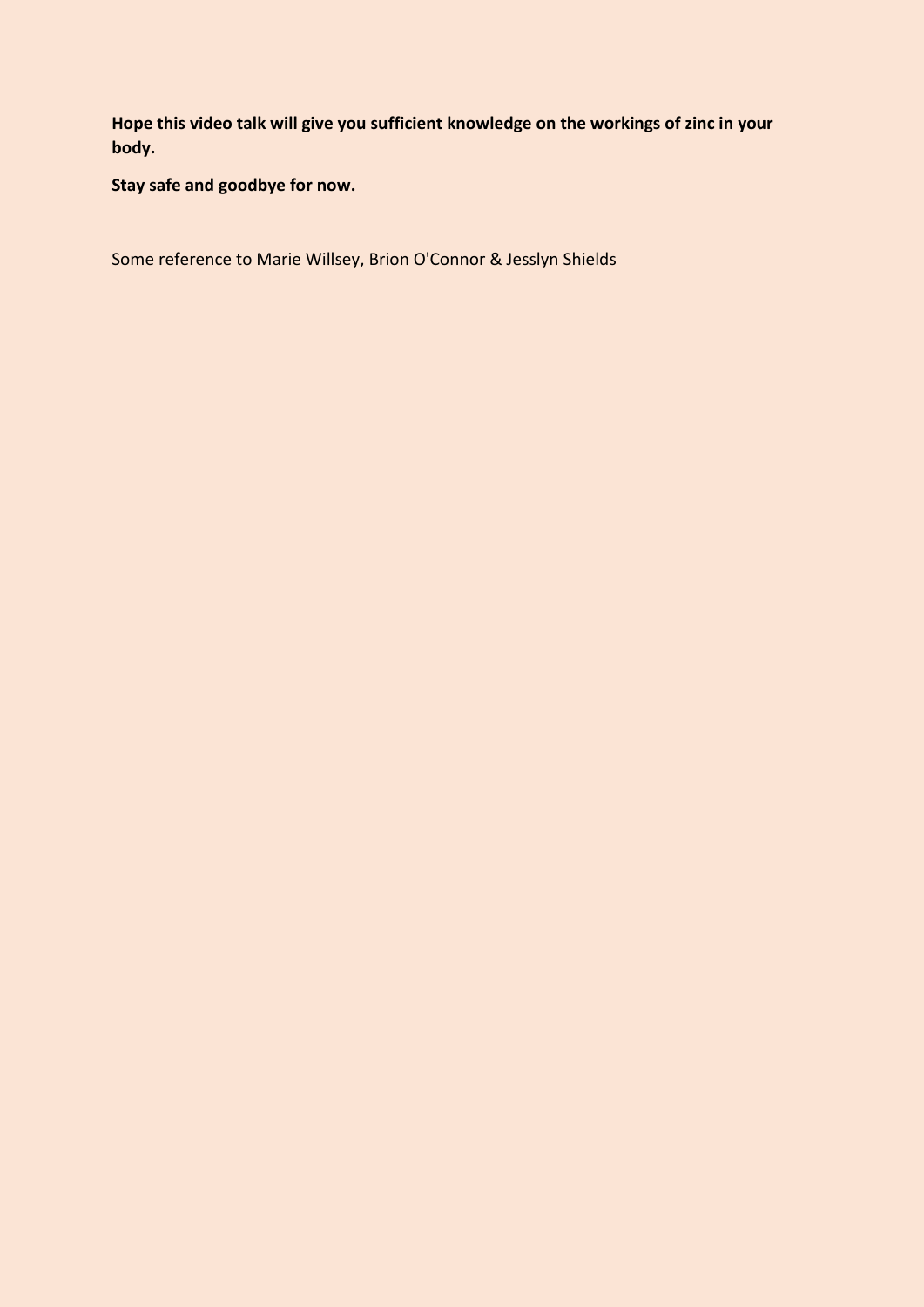**Hope this video talk will give you sufficient knowledge on the workings of zinc in your body.**

**Stay safe and goodbye for now.**

Some reference to Marie Willsey, Brion O'Connor & Jesslyn Shields